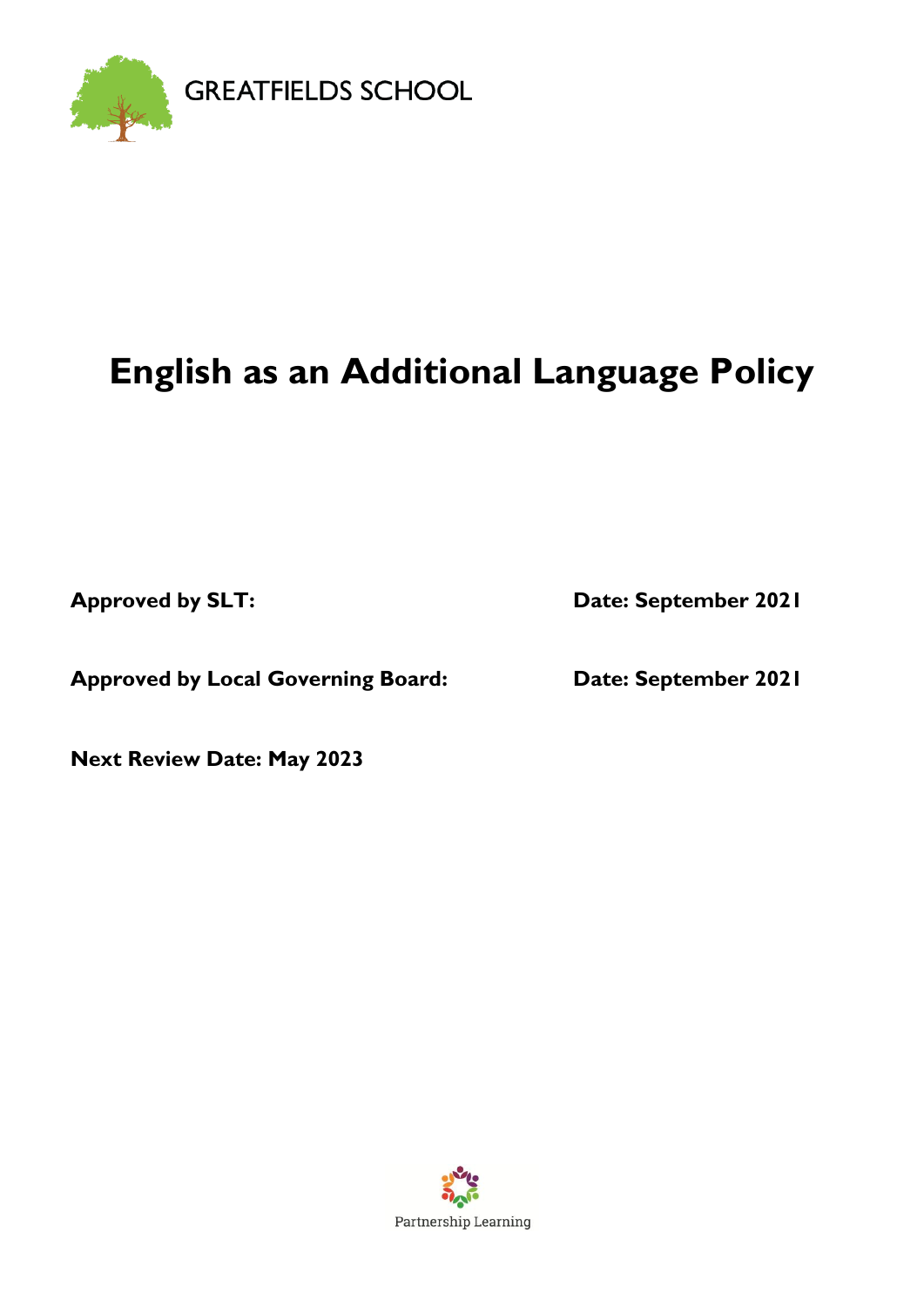GREATFIELDS SCHOOL

# English as an Additional Language Policy

**Approved by SLT:** **Date: September 2021**

**Approved by Local Governing Board:** **Date: September 2021**

**Next Review Date: May 2023**

Partnership Learning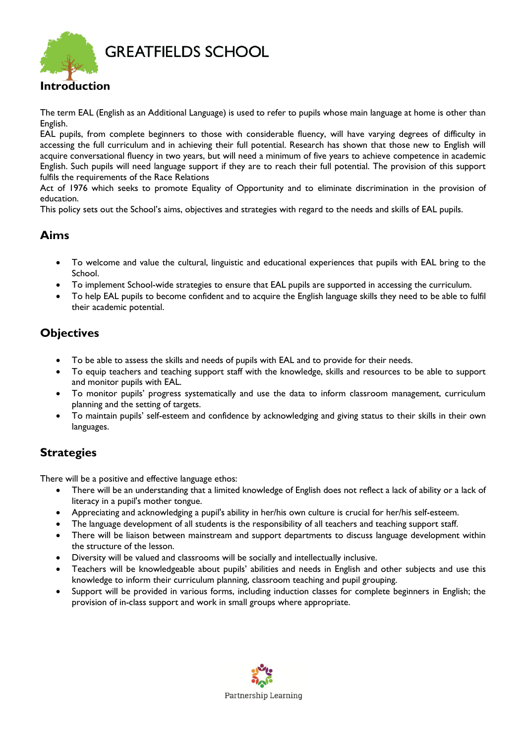# GREATFIELDS SCHOOL

## Introduction

The term EAL (English as an Additional Language) is used to refer to pupils whose main language at home is other than English.

EAL pupils, from complete beginners to those with considerable fluency, will have varying degrees of difficulty in accessing the full curriculum and in achieving their full potential. Research has shown that those new to English will acquire conversational fluency in two years, but will need a minimum of five years to achieve competence in academic English. Such pupils will need language support if they are to reach their full potential. The provision of this support fulfils the requirements of the Race Relations Act of 1976 which seeks to promote Equality of Opportunity and to eliminate discrimination in the provision of education.

This policy sets out the School's aims, objectives and strategies with regard to the needs and skills of EAL pupils.

## Aims

- To welcome and value the cultural, linguistic and educational experiences that pupils with EAL bring to the School.
- To implement School-wide strategies to ensure that EAL pupils are supported in accessing the curriculum.
- To help EAL pupils to become confident and to acquire the English language skills they need to be able to fulfil their academic potential.

## Objectives

- To be able to assess the skills and needs of pupils with EAL and to provide for their needs.
- To equip teachers and teaching support staff with the knowledge, skills and resources to be able to support and monitor pupils with EAL.
- To monitor pupils' progress systematically and use the data to inform classroom management, curriculum planning and the setting of targets.
- To maintain pupils' self-esteem and confidence by acknowledging and giving status to their skills in their own languages.

## Strategies

There will be a positive and effective language ethos:

- There will be an understanding that a limited knowledge of English does not reflect a lack of ability or a lack of literacy in a pupil's mother tongue.
- Appreciating and acknowledging a pupil's ability in her/his own culture is crucial for her/his self-esteem.
- The language development of all students is the responsibility of all teachers and teaching support staff.
- There will be liaison between mainstream and support departments to discuss language development within the structure of the lesson.
- Diversity will be valued and classrooms will be socially and intellectually inclusive.
- Teachers will be knowledgeable about pupils' abilities and needs in English and other subjects and use this knowledge to inform their curriculum planning, classroom teaching and pupil grouping.
- Support will be provided in various forms, including induction classes for complete beginners in English; the provision of in-class support and work in small groups where appropriate.

Partnership Learning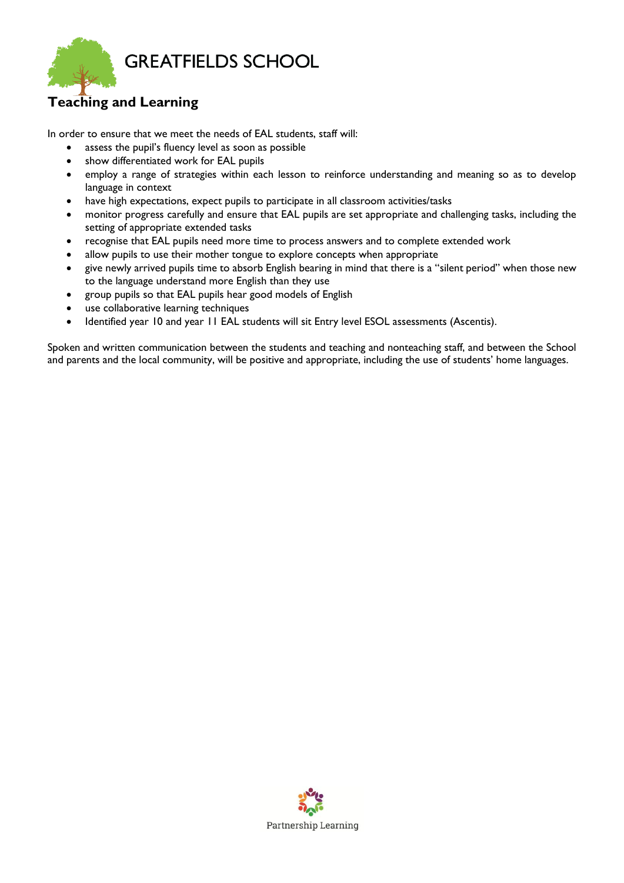## Teaching and Learning

In order to ensure that we meet the needs of EAL students, staff will:

- assess the pupil's fluency level as soon as possible
- show differentiated work for EAL pupils
- employ a range of strategies within each lesson to reinforce understanding and meaning so as to develop language in context
- have high expectations, expect pupils to participate in all classroom activities/tasks
- monitor progress carefully and ensure that EAL pupils are set appropriate and challenging tasks, including the setting of appropriate extended tasks
- recognise that EAL pupils need more time to process answers and to complete extended work
- allow pupils to use their mother tongue to explore concepts when appropriate
- give newly arrived pupils time to absorb English bearing in mind that there is a "silent period" when those new to the language understand more English than they use
- group pupils so that EAL pupils hear good models of English
- use collaborative learning techniques
- Identified year 10 and year 11 EAL students will sit Entry level ESOL assessments (Ascentis).

Spoken and written communication between the students and teaching and nonteaching staff, and between the School and parents and the local community, will be positive and appropriate, including the use of students' home languages.